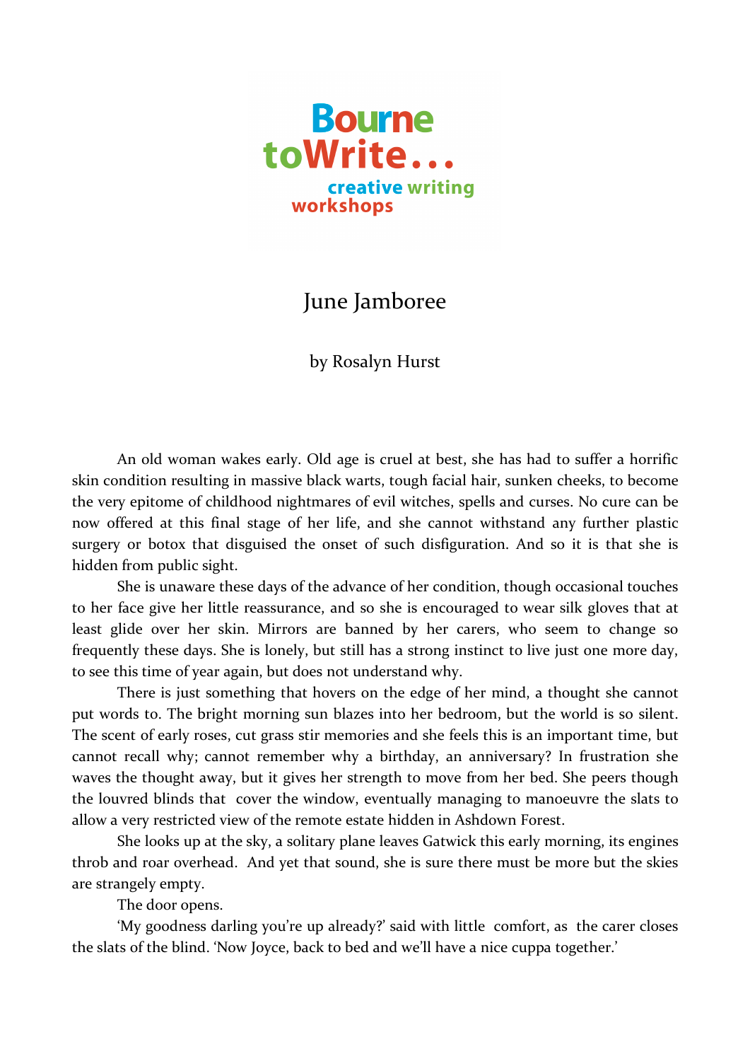Bourne toWrite... creative writing workshops

# June Jamboree

by Rosalyn Hurst

An old woman wakes early. Old age is cruel at best, she has had to suffer a horrific skin condition resulting in massive black warts, tough facial hair, sunken cheeks, to become the very epitome of childhood nightmares of evil witches, spells and curses. No cure can be now offered at this final stage of her life, and she cannot withstand any further plastic surgery or botox that disguised the onset of such disfiguration. And so it is that she is hidden from public sight.

She is unaware these days of the advance of her condition, though occasional touches to her face give her little reassurance, and so she is encouraged to wear silk gloves that at least glide over her skin. Mirrors are banned by her carers, who seem to change so frequently these days. She is lonely, but still has a strong instinct to live just one more day, to see this time of year again, but does not understand why.

There is just something that hovers on the edge of her mind, a thought she cannot put words to. The bright morning sun blazes into her bedroom, but the world is so silent. The scent of early roses, cut grass stir memories and she feels this is an important time, but cannot recall why; cannot remember why a birthday, an anniversary? In frustration she waves the thought away, but it gives her strength to move from her bed. She peers though the louvred blinds that cover the window, eventually managing to manoeuvre the slats to allow a very restricted view of the remote estate hidden in Ashdown Forest.

She looks up at the sky, a solitary plane leaves Gatwick this early morning, its engines throb and roar overhead. And yet that sound, she is sure there must be more but the skies are strangely empty.

The door opens.

'My goodness darling you're up already?' said with little comfort, as the carer closes the slats of the blind. 'Now Joyce, back to bed and we'll have a nice cuppa together.'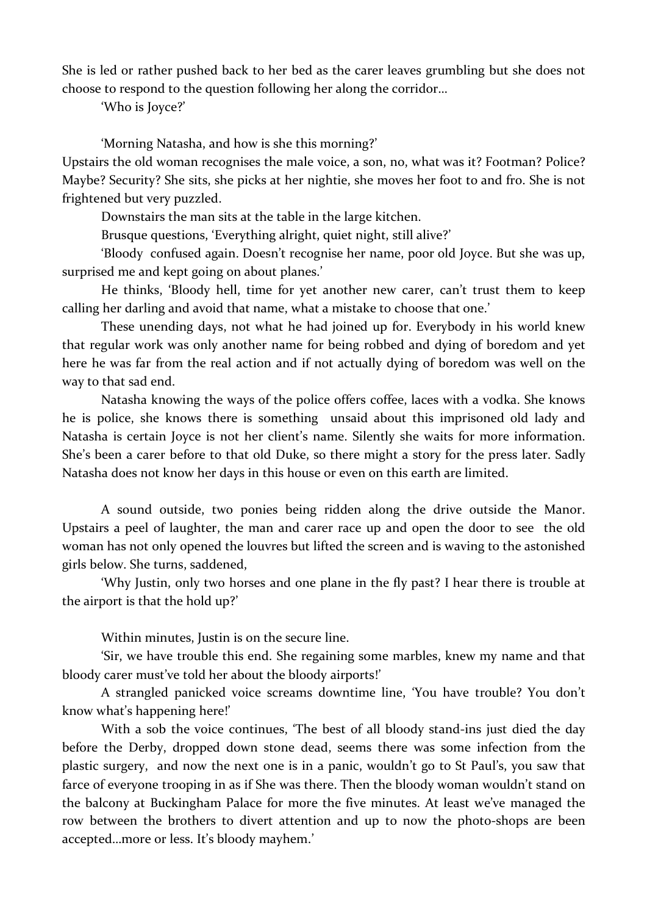She is led or rather pushed back to her bed as the carer leaves grumbling but she does not choose to respond to the question following her along the corridor...

'Who is Joyce?'

'Morning Natasha, and how is she this morning?'

Upstairs the old woman recognises the male voice, a son, no, what was it? Footman? Police? Maybe? Security? She sits, she picks at her nightie, she moves her foot to and fro. She is not frightened but very puzzled.

Downstairs the man sits at the table in the large kitchen.

Brusque questions, 'Everything alright, quiet night, still alive?'

'Bloody confused again. Doesn't recognise her name, poor old Joyce. But she was up, surprised me and kept going on about planes.'

He thinks, 'Bloody hell, time for yet another new carer, can't trust them to keep calling her darling and avoid that name, what a mistake to choose that one.'

These unending days, not what he had joined up for. Everybody in his world knew that regular work was only another name for being robbed and dying of boredom and yet here he was far from the real action and if not actually dying of boredom was well on the way to that sad end.

Natasha knowing the ways of the police offers coffee, laces with a vodka. She knows he is police, she knows there is something unsaid about this imprisoned old lady and Natasha is certain Joyce is not her client's name. Silently she waits for more information. She's been a carer before to that old Duke, so there might a story for the press later. Sadly Natasha does not know her days in this house or even on this earth are limited.

A sound outside, two ponies being ridden along the drive outside the Manor. Upstairs a peel of laughter, the man and carer race up and open the door to see the old woman has not only opened the louvres but lifted the screen and is waving to the astonished girls below. She turns, saddened,

'Why Justin, only two horses and one plane in the fly past? I hear there is trouble at the airport is that the hold up?'

Within minutes, Justin is on the secure line.

'Sir, we have trouble this end. She regaining some marbles, knew my name and that bloody carer must've told her about the bloody airports!'

A strangled panicked voice screams downtime line, 'You have trouble? You don't know what's happening here!'

With a sob the voice continues, 'The best of all bloody stand-ins just died the day before the Derby, dropped down stone dead, seems there was some infection from the plastic surgery, and now the next one is in a panic, wouldn't go to St Paul's, you saw that farce of everyone trooping in as if She was there. Then the bloody woman wouldn't stand on the balcony at Buckingham Palace for more the five minutes. At least we've managed the row between the brothers to divert attention and up to now the photo-shops are been accepted...more or less. It's bloody mayhem.'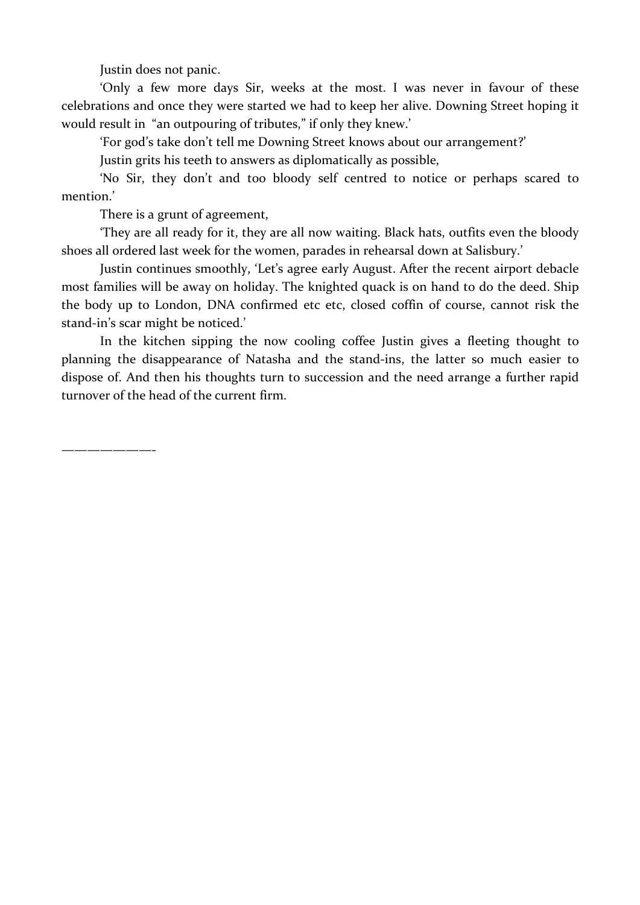Justin does not panic.

'Only a few more days Sir, weeks at the most. I was never in favour of these celebrations and once they were started we had to keep her alive. Downing Street hoping it would result in "an outpouring of tributes," if only they knew.'

'For god's take don't tell me Downing Street knows about our arrangement?'

Justin grits his teeth to answers as diplomatically as possible,

'No Sir, they don't and too bloody self centred to notice or perhaps scared to mention.'

There is a grunt of agreement,

'They are all ready for it, they are all now waiting. Black hats, outfits even the bloody shoes all ordered last week for the women, parades in rehearsal down at Salisbury.'

Justin continues smoothly, 'Let's agree early August. After the recent airport debacle most families will be away on holiday. The knighted quack is on hand to do the deed. Ship the body up to London, DNA confirmed etc etc, closed coffin of course, cannot risk the stand-in's scar might be noticed.'

In the kitchen sipping the now cooling coffee Justin gives a fleeting thought to planning the disappearance of Natasha and the stand-ins, the latter so much easier to dispose of. And then his thoughts turn to succession and the need arrange a further rapid turnover of the head of the current firm.

———————-